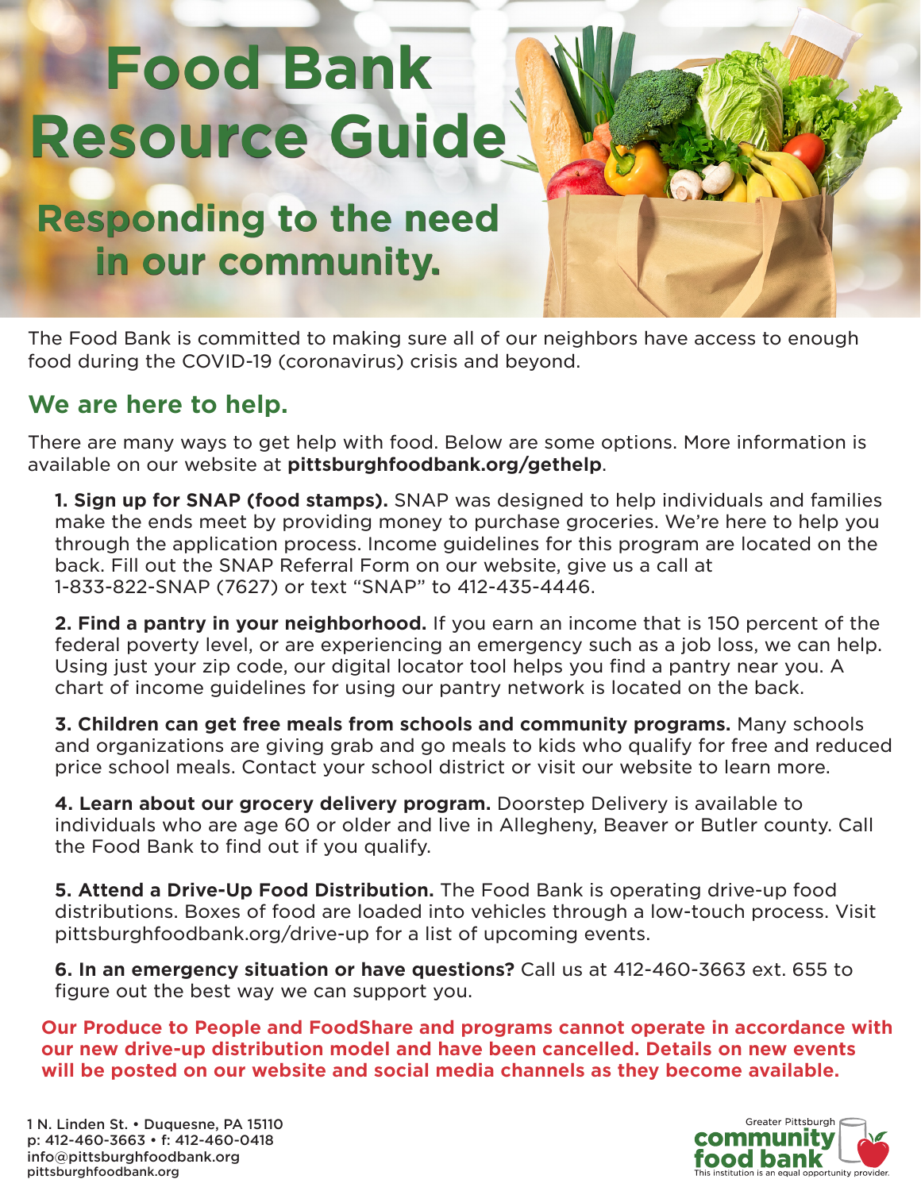# Food Bank Resource Guide

## Responding to the need in our community.

The Food Bank is committed to making sure all of our neighbors have access to enough food during the COVID-19 (coronavirus) crisis and beyond.

## We are here to help.

There are many ways to get help with food. Below are some options. More information is available on our website at **pittsburghfoodbank.org/gethelp**.

1. **Sign up for SNAP (food stamps).** SNAP was designed to help individuals and families make the ends meet by providing money to purchase groceries. We're here to help you through the application process. Income guidelines for this program are located on the back. Fill out the SNAP Referral Form on our website, give us a call at 1-833-822-SNAP (7627) or text "SNAP" to 412-435-4446.

2. **Find a pantry in your neighborhood.** If you earn an income that is 150 percent of the federal poverty level, or are experiencing an emergency such as a job loss, we can help. Using just your zip code, our digital locator tool helps you find a pantry near you. A chart of income guidelines for using our pantry network is located on the back.

3. **Children can get free meals from schools and community programs.** Many schools and organizations are giving grab and go meals to kids who qualify for free and reduced price school meals. Contact your school district or visit our website to learn more.

4. **Learn about our grocery delivery program.** Doorstep Delivery is available to individuals who are age 60 or older and live in Allegheny, Beaver or Butler county. Call the Food Bank to find out if you qualify.

5. **Attend a Drive-Up Food Distribution.** The Food Bank is operating drive-up food distributions. Boxes of food are loaded into vehicles through a low-touch process. Visit pittsburghfoodbank.org/drive-up for a list of upcoming events.

6. **In an emergency situation or have questions?** Call us at 412-460-3663 ext. 655 to figure out the best way we can support you.

**Our Produce to People and FoodShare and programs cannot operate in accordance with our new drive-up distribution model and have been cancelled. Details on new events will be posted on our website and social media channels as they become available.**

1 N. Linden St. • Duquesne, PA 15110
p: 412-460-3663 • f: 412-460-0418
info@pittsburghfoodbank.org
pittsburghfoodbank.org

Greater Pittsburgh community food bank
This institution is an equal opportunity provider.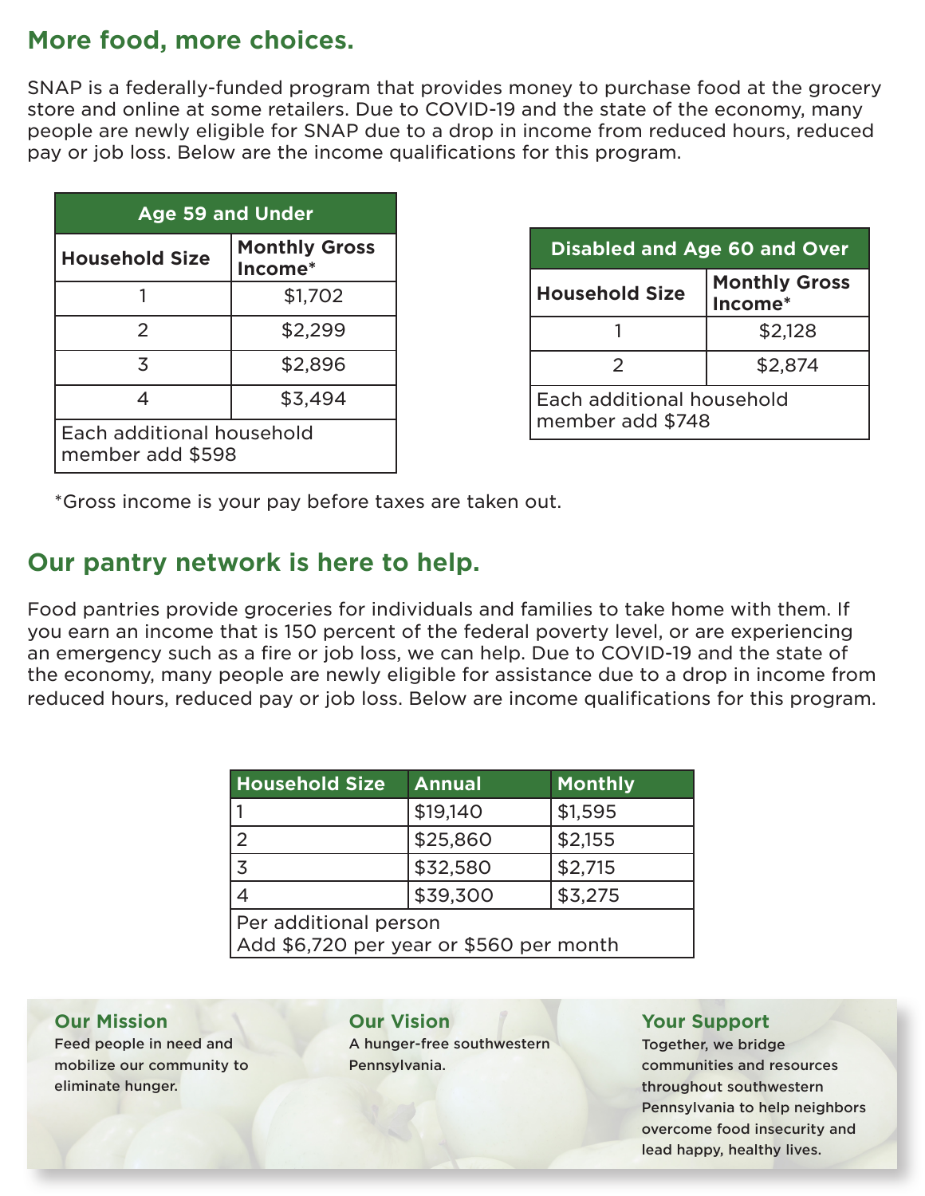## More food, more choices.

SNAP is a federally-funded program that provides money to purchase food at the grocery store and online at some retailers. Due to COVID-19 and the state of the economy, many people are newly eligible for SNAP due to a drop in income from reduced hours, reduced pay or job loss. Below are the income qualifications for this program.

| Age 59 and Under | |
|---|---|
| **Household Size** | **Monthly Gross Income*** |
| 1 | $1,702 |
| 2 | $2,299 |
| 3 | $2,896 |
| 4 | $3,494 |
| Each additional household member add $598 | |

| Disabled and Age 60 and Over | |
|---|---|
| **Household Size** | **Monthly Gross Income*** |
| 1 | $2,128 |
| 2 | $2,874 |
| Each additional household member add $748 | |

*Gross income is your pay before taxes are taken out.

## Our pantry network is here to help.

Food pantries provide groceries for individuals and families to take home with them. If you earn an income that is 150 percent of the federal poverty level, or are experiencing an emergency such as a fire or job loss, we can help. Due to COVID-19 and the state of the economy, many people are newly eligible for assistance due to a drop in income from reduced hours, reduced pay or job loss. Below are income qualifications for this program.

| Household Size | Annual | Monthly |
|---|---|---|
| 1 | $19,140 | $1,595 |
| 2 | $25,860 | $2,155 |
| 3 | $32,580 | $2,715 |
| 4 | $39,300 | $3,275 |
| Per additional person Add $6,720 per year or $560 per month | | |

### Our Mission

Feed people in need and mobilize our community to eliminate hunger.

### Our Vision

A hunger-free southwestern Pennsylvania.

### Your Support

Together, we bridge communities and resources throughout southwestern Pennsylvania to help neighbors overcome food insecurity and lead happy, healthy lives.